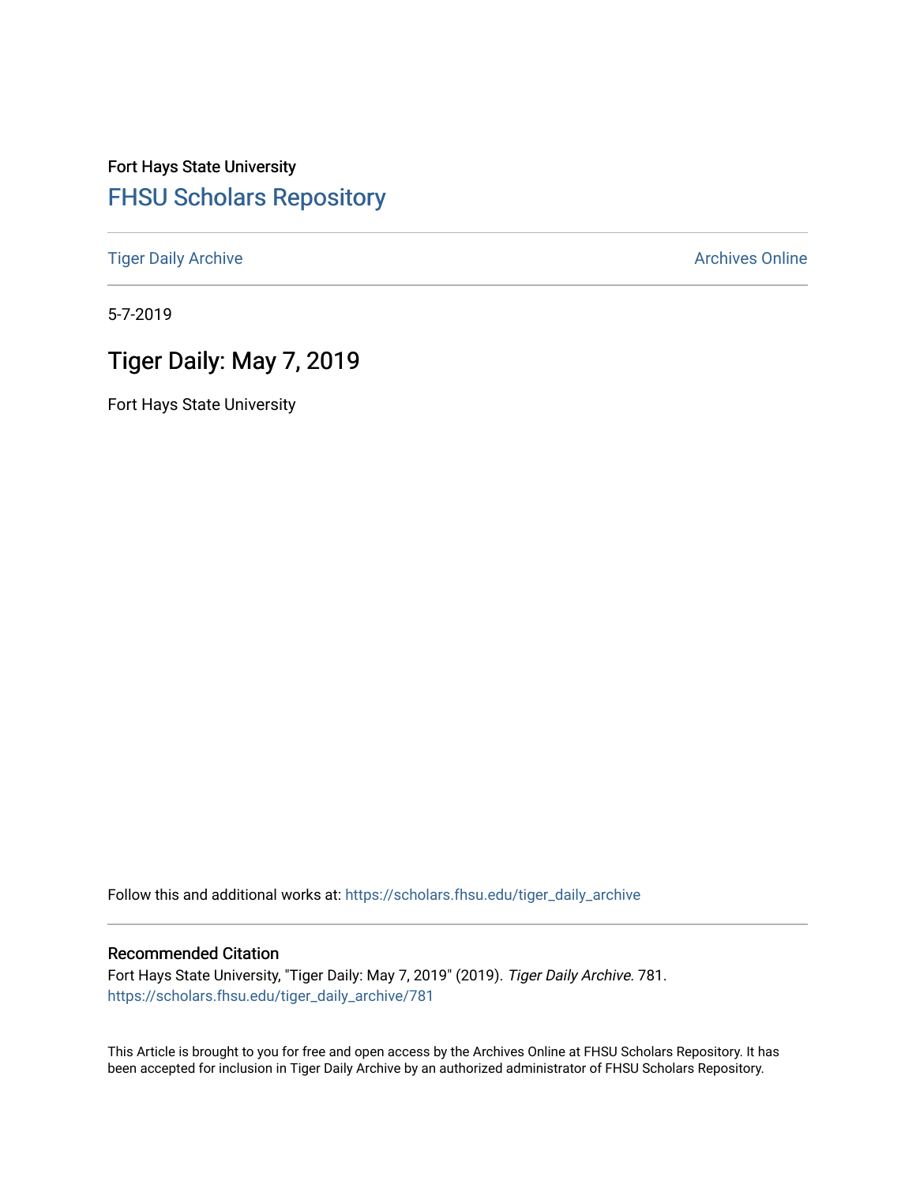Fort Hays State University

# FHSU Scholars Repository

Tiger Daily Archive | Archives Online

5-7-2019

## Tiger Daily: May 7, 2019

Fort Hays State University

Follow this and additional works at: https://scholars.fhsu.edu/tiger_daily_archive

### Recommended Citation

Fort Hays State University, "Tiger Daily: May 7, 2019" (2019). *Tiger Daily Archive*. 781.
https://scholars.fhsu.edu/tiger_daily_archive/781

This Article is brought to you for free and open access by the Archives Online at FHSU Scholars Repository. It has been accepted for inclusion in Tiger Daily Archive by an authorized administrator of FHSU Scholars Repository.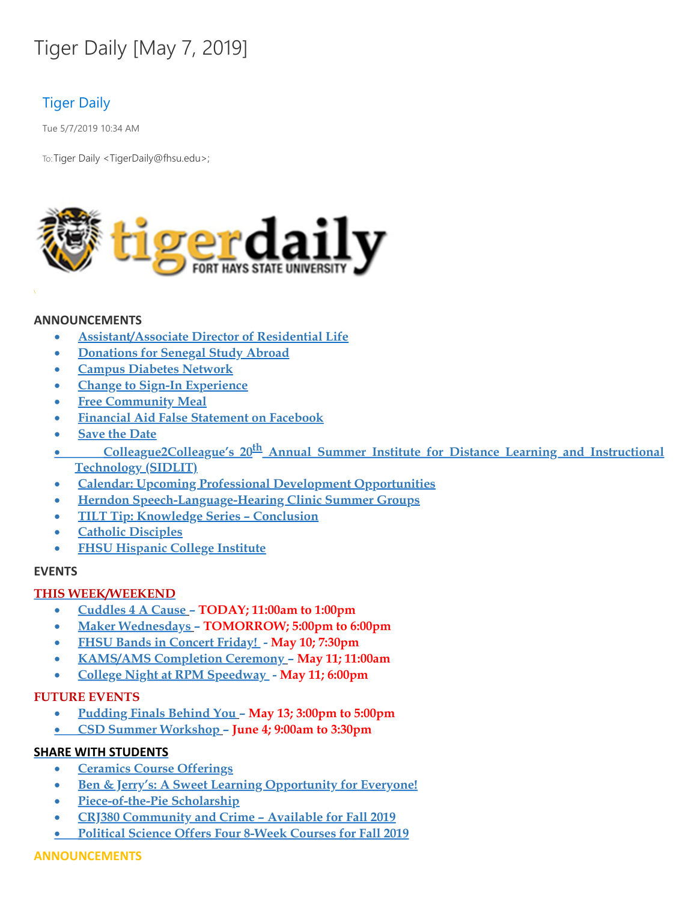# Tiger Daily [May 7, 2019]

Tiger Daily

Tue 5/7/2019 10:34 AM

To: Tiger Daily <TigerDaily@fhsu.edu>;

**ANNOUNCEMENTS**

- Assistant/Associate Director of Residential Life
- Donations for Senegal Study Abroad
- Campus Diabetes Network
- Change to Sign-In Experience
- Free Community Meal
- Financial Aid False Statement on Facebook
- Save the Date
- Colleague2Colleague's 20th Annual Summer Institute for Distance Learning and Instructional Technology (SIDLIT)
- Calendar: Upcoming Professional Development Opportunities
- Herndon Speech-Language-Hearing Clinic Summer Groups
- TILT Tip: Knowledge Series – Conclusion
- Catholic Disciples
- FHSU Hispanic College Institute

**EVENTS**

**THIS WEEK/WEEKEND**

- Cuddles 4 A Cause – **TODAY; 11:00am to 1:00pm**
- Maker Wednesdays – **TOMORROW; 5:00pm to 6:00pm**
- FHSU Bands in Concert Friday! - **May 10; 7:30pm**
- KAMS/AMS Completion Ceremony – **May 11; 11:00am**
- College Night at RPM Speedway - **May 11; 6:00pm**

**FUTURE EVENTS**

- Pudding Finals Behind You – **May 13; 3:00pm to 5:00pm**
- CSD Summer Workshop – **June 4; 9:00am to 3:30pm**

**SHARE WITH STUDENTS**

- Ceramics Course Offerings
- Ben & Jerry's: A Sweet Learning Opportunity for Everyone!
- Piece-of-the-Pie Scholarship
- CRJ380 Community and Crime – Available for Fall 2019
- Political Science Offers Four 8-Week Courses for Fall 2019

**ANNOUNCEMENTS**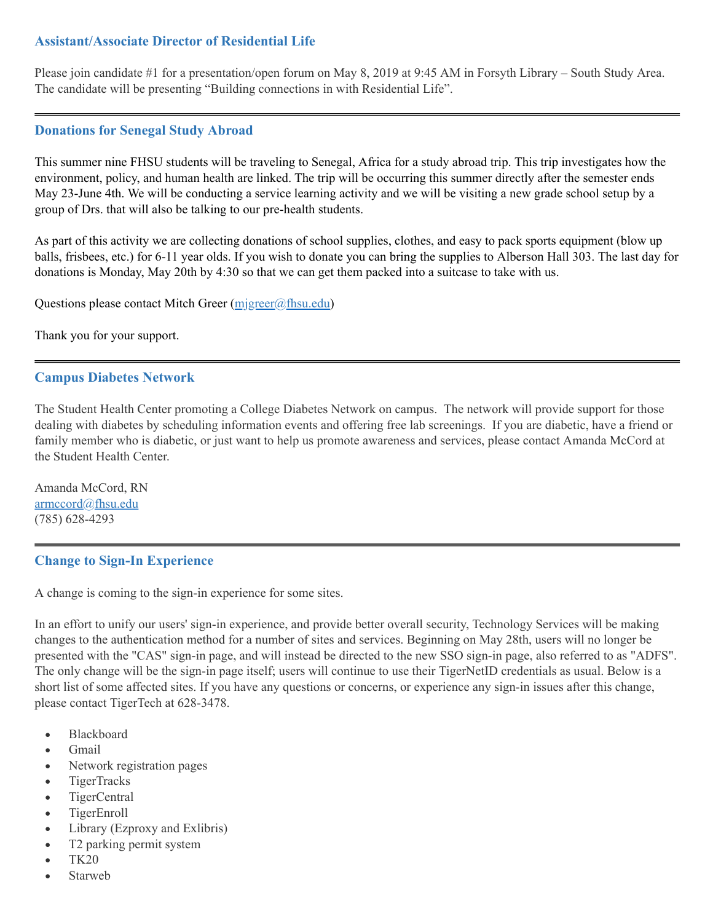### Assistant/Associate Director of Residential Life

Please join candidate #1 for a presentation/open forum on May 8, 2019 at 9:45 AM in Forsyth Library – South Study Area. The candidate will be presenting "Building connections in with Residential Life".

---

### Donations for Senegal Study Abroad

This summer nine FHSU students will be traveling to Senegal, Africa for a study abroad trip. This trip investigates how the environment, policy, and human health are linked. The trip will be occurring this summer directly after the semester ends May 23-June 4th. We will be conducting a service learning activity and we will be visiting a new grade school setup by a group of Drs. that will also be talking to our pre-health students.

As part of this activity we are collecting donations of school supplies, clothes, and easy to pack sports equipment (blow up balls, frisbees, etc.) for 6-11 year olds. If you wish to donate you can bring the supplies to Alberson Hall 303. The last day for donations is Monday, May 20th by 4:30 so that we can get them packed into a suitcase to take with us.

Questions please contact Mitch Greer (mjgreer@fhsu.edu)

Thank you for your support.

---

### Campus Diabetes Network

The Student Health Center promoting a College Diabetes Network on campus. The network will provide support for those dealing with diabetes by scheduling information events and offering free lab screenings. If you are diabetic, have a friend or family member who is diabetic, or just want to help us promote awareness and services, please contact Amanda McCord at the Student Health Center.

Amanda McCord, RN
armccord@fhsu.edu
(785) 628-4293

---

### Change to Sign-In Experience

A change is coming to the sign-in experience for some sites.

In an effort to unify our users' sign-in experience, and provide better overall security, Technology Services will be making changes to the authentication method for a number of sites and services. Beginning on May 28th, users will no longer be presented with the "CAS" sign-in page, and will instead be directed to the new SSO sign-in page, also referred to as "ADFS". The only change will be the sign-in page itself; users will continue to use their TigerNetID credentials as usual. Below is a short list of some affected sites. If you have any questions or concerns, or experience any sign-in issues after this change, please contact TigerTech at 628-3478.

- Blackboard
- Gmail
- Network registration pages
- TigerTracks
- TigerCentral
- TigerEnroll
- Library (Ezproxy and Exlibris)
- T2 parking permit system
- TK20
- Starweb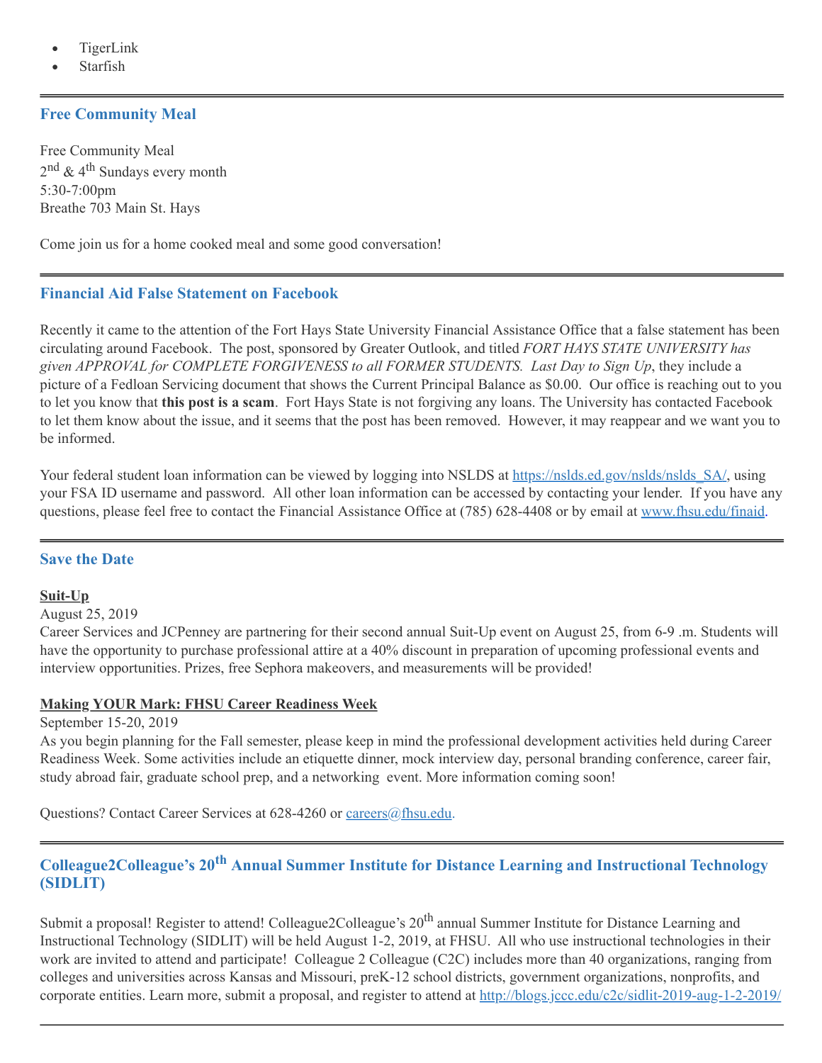- TigerLink
- Starfish

---

## Free Community Meal

Free Community Meal
2nd & 4th Sundays every month
5:30-7:00pm
Breathe 703 Main St. Hays

Come join us for a home cooked meal and some good conversation!

---

## Financial Aid False Statement on Facebook

Recently it came to the attention of the Fort Hays State University Financial Assistance Office that a false statement has been circulating around Facebook. The post, sponsored by Greater Outlook, and titled *FORT HAYS STATE UNIVERSITY has given APPROVAL for COMPLETE FORGIVENESS to all FORMER STUDENTS. Last Day to Sign Up*, they include a picture of a Fedloan Servicing document that shows the Current Principal Balance as $0.00. Our office is reaching out to you to let you know that **this post is a scam**. Fort Hays State is not forgiving any loans. The University has contacted Facebook to let them know about the issue, and it seems that the post has been removed. However, it may reappear and we want you to be informed.

Your federal student loan information can be viewed by logging into NSLDS at https://nslds.ed.gov/nslds/nslds_SA/, using your FSA ID username and password. All other loan information can be accessed by contacting your lender. If you have any questions, please feel free to contact the Financial Assistance Office at (785) 628-4408 or by email at www.fhsu.edu/finaid.

---

## Save the Date

**Suit-Up**
August 25, 2019
Career Services and JCPenney are partnering for their second annual Suit-Up event on August 25, from 6-9 .m. Students will have the opportunity to purchase professional attire at a 40% discount in preparation of upcoming professional events and interview opportunities. Prizes, free Sephora makeovers, and measurements will be provided!

**Making YOUR Mark: FHSU Career Readiness Week**
September 15-20, 2019
As you begin planning for the Fall semester, please keep in mind the professional development activities held during Career Readiness Week. Some activities include an etiquette dinner, mock interview day, personal branding conference, career fair, study abroad fair, graduate school prep, and a networking event. More information coming soon!

Questions? Contact Career Services at 628-4260 or careers@fhsu.edu.

---

## Colleague2Colleague's 20th Annual Summer Institute for Distance Learning and Instructional Technology (SIDLIT)

Submit a proposal! Register to attend! Colleague2Colleague's 20th annual Summer Institute for Distance Learning and Instructional Technology (SIDLIT) will be held August 1-2, 2019, at FHSU. All who use instructional technologies in their work are invited to attend and participate! Colleague 2 Colleague (C2C) includes more than 40 organizations, ranging from colleges and universities across Kansas and Missouri, preK-12 school districts, government organizations, nonprofits, and corporate entities. Learn more, submit a proposal, and register to attend at http://blogs.jccc.edu/c2c/sidlit-2019-aug-1-2-2019/

---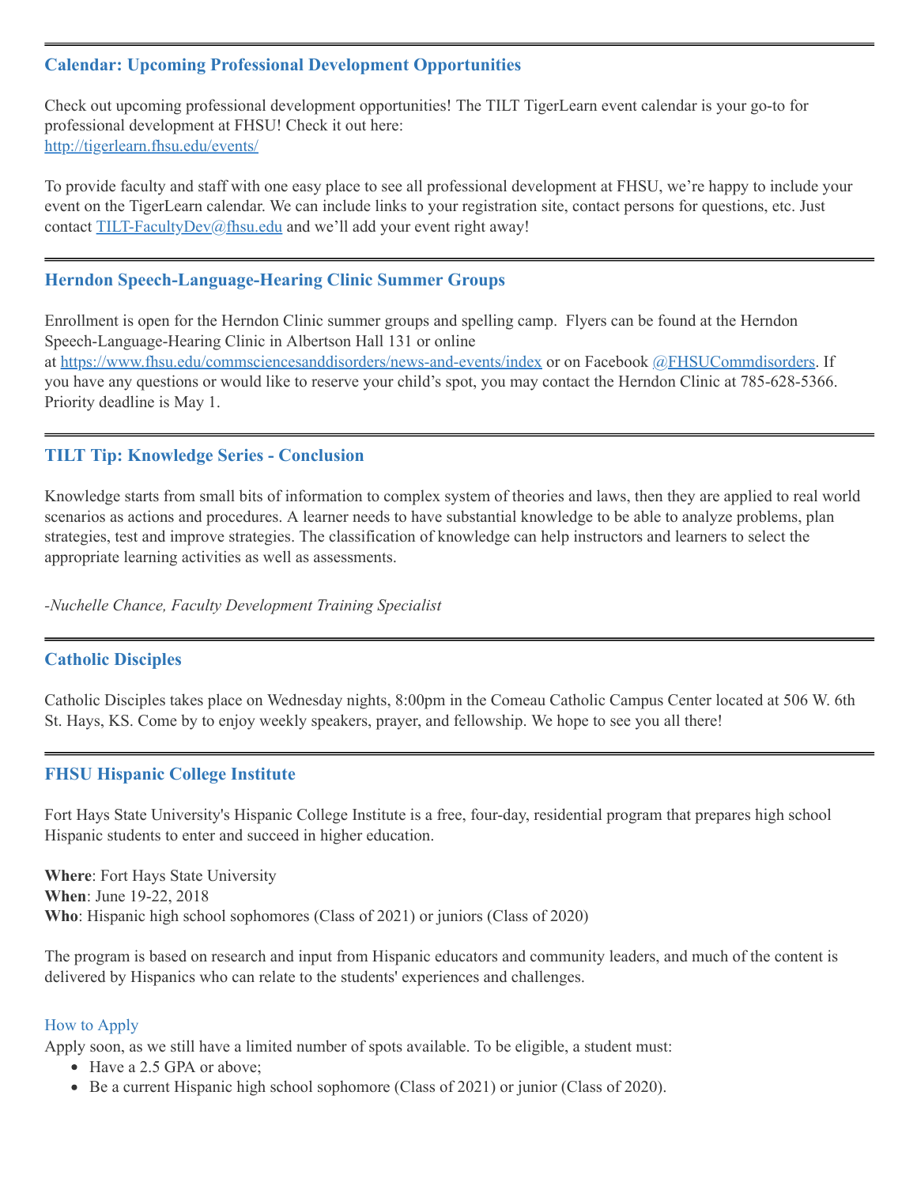---

### Calendar: Upcoming Professional Development Opportunities

Check out upcoming professional development opportunities! The TILT TigerLearn event calendar is your go-to for professional development at FHSU! Check it out here:
http://tigerlearn.fhsu.edu/events/

To provide faculty and staff with one easy place to see all professional development at FHSU, we're happy to include your event on the TigerLearn calendar. We can include links to your registration site, contact persons for questions, etc. Just contact TILT-FacultyDev@fhsu.edu and we'll add your event right away!

---

### Herndon Speech-Language-Hearing Clinic Summer Groups

Enrollment is open for the Herndon Clinic summer groups and spelling camp. Flyers can be found at the Herndon Speech-Language-Hearing Clinic in Albertson Hall 131 or online at https://www.fhsu.edu/commsciencesanddisorders/news-and-events/index or on Facebook @FHSUCommdisorders. If you have any questions or would like to reserve your child's spot, you may contact the Herndon Clinic at 785-628-5366. Priority deadline is May 1.

---

### TILT Tip: Knowledge Series - Conclusion

Knowledge starts from small bits of information to complex system of theories and laws, then they are applied to real world scenarios as actions and procedures. A learner needs to have substantial knowledge to be able to analyze problems, plan strategies, test and improve strategies. The classification of knowledge can help instructors and learners to select the appropriate learning activities as well as assessments.

*-Nuchelle Chance, Faculty Development Training Specialist*

---

### Catholic Disciples

Catholic Disciples takes place on Wednesday nights, 8:00pm in the Comeau Catholic Campus Center located at 506 W. 6th St. Hays, KS. Come by to enjoy weekly speakers, prayer, and fellowship. We hope to see you all there!

---

### FHSU Hispanic College Institute

Fort Hays State University's Hispanic College Institute is a free, four-day, residential program that prepares high school Hispanic students to enter and succeed in higher education.

**Where**: Fort Hays State University
**When**: June 19-22, 2018
**Who**: Hispanic high school sophomores (Class of 2021) or juniors (Class of 2020)

The program is based on research and input from Hispanic educators and community leaders, and much of the content is delivered by Hispanics who can relate to the students' experiences and challenges.

#### How to Apply

Apply soon, as we still have a limited number of spots available. To be eligible, a student must:

- Have a 2.5 GPA or above;
- Be a current Hispanic high school sophomore (Class of 2021) or junior (Class of 2020).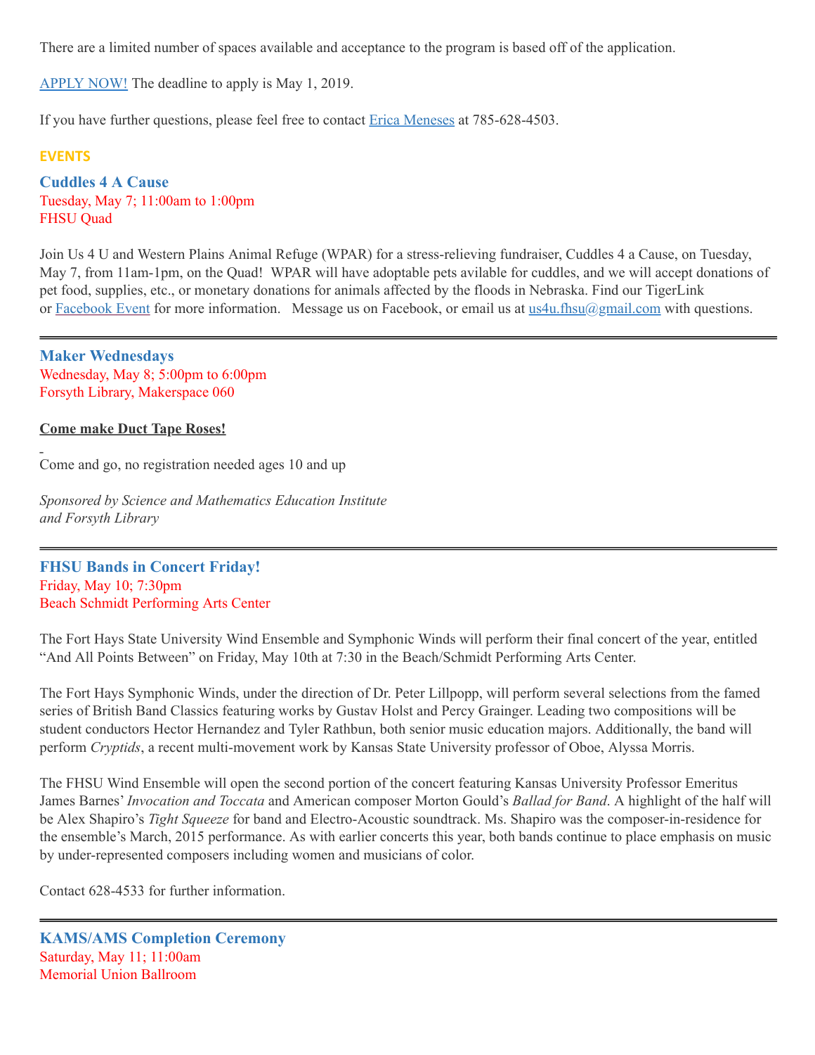There are a limited number of spaces available and acceptance to the program is based off of the application.

[APPLY NOW!](#) The deadline to apply is May 1, 2019.

If you have further questions, please feel free to contact [Erica Meneses](#) at 785-628-4503.

## EVENTS

### Cuddles 4 A Cause

Tuesday, May 7; 11:00am to 1:00pm
FHSU Quad

Join Us 4 U and Western Plains Animal Refuge (WPAR) for a stress-relieving fundraiser, Cuddles 4 a Cause, on Tuesday, May 7, from 11am-1pm, on the Quad! WPAR will have adoptable pets avilable for cuddles, and we will accept donations of pet food, supplies, etc., or monetary donations for animals affected by the floods in Nebraska. Find our TigerLink or [Facebook Event](#) for more information. Message us on Facebook, or email us at [us4u.fhsu@gmail.com](mailto:us4u.fhsu@gmail.com) with questions.

---

### Maker Wednesdays

Wednesday, May 8; 5:00pm to 6:00pm
Forsyth Library, Makerspace 060

**Come make Duct Tape Roses!**

Come and go, no registration needed ages 10 and up

*Sponsored by Science and Mathematics Education Institute and Forsyth Library*

---

### FHSU Bands in Concert Friday!

Friday, May 10; 7:30pm
Beach Schmidt Performing Arts Center

The Fort Hays State University Wind Ensemble and Symphonic Winds will perform their final concert of the year, entitled "And All Points Between" on Friday, May 10th at 7:30 in the Beach/Schmidt Performing Arts Center.

The Fort Hays Symphonic Winds, under the direction of Dr. Peter Lillpopp, will perform several selections from the famed series of British Band Classics featuring works by Gustav Holst and Percy Grainger. Leading two compositions will be student conductors Hector Hernandez and Tyler Rathbun, both senior music education majors. Additionally, the band will perform *Cryptids*, a recent multi-movement work by Kansas State University professor of Oboe, Alyssa Morris.

The FHSU Wind Ensemble will open the second portion of the concert featuring Kansas University Professor Emeritus James Barnes' *Invocation and Toccata* and American composer Morton Gould's *Ballad for Band*. A highlight of the half will be Alex Shapiro's *Tight Squeeze* for band and Electro-Acoustic soundtrack. Ms. Shapiro was the composer-in-residence for the ensemble's March, 2015 performance. As with earlier concerts this year, both bands continue to place emphasis on music by under-represented composers including women and musicians of color.

Contact 628-4533 for further information.

---

### KAMS/AMS Completion Ceremony

Saturday, May 11; 11:00am
Memorial Union Ballroom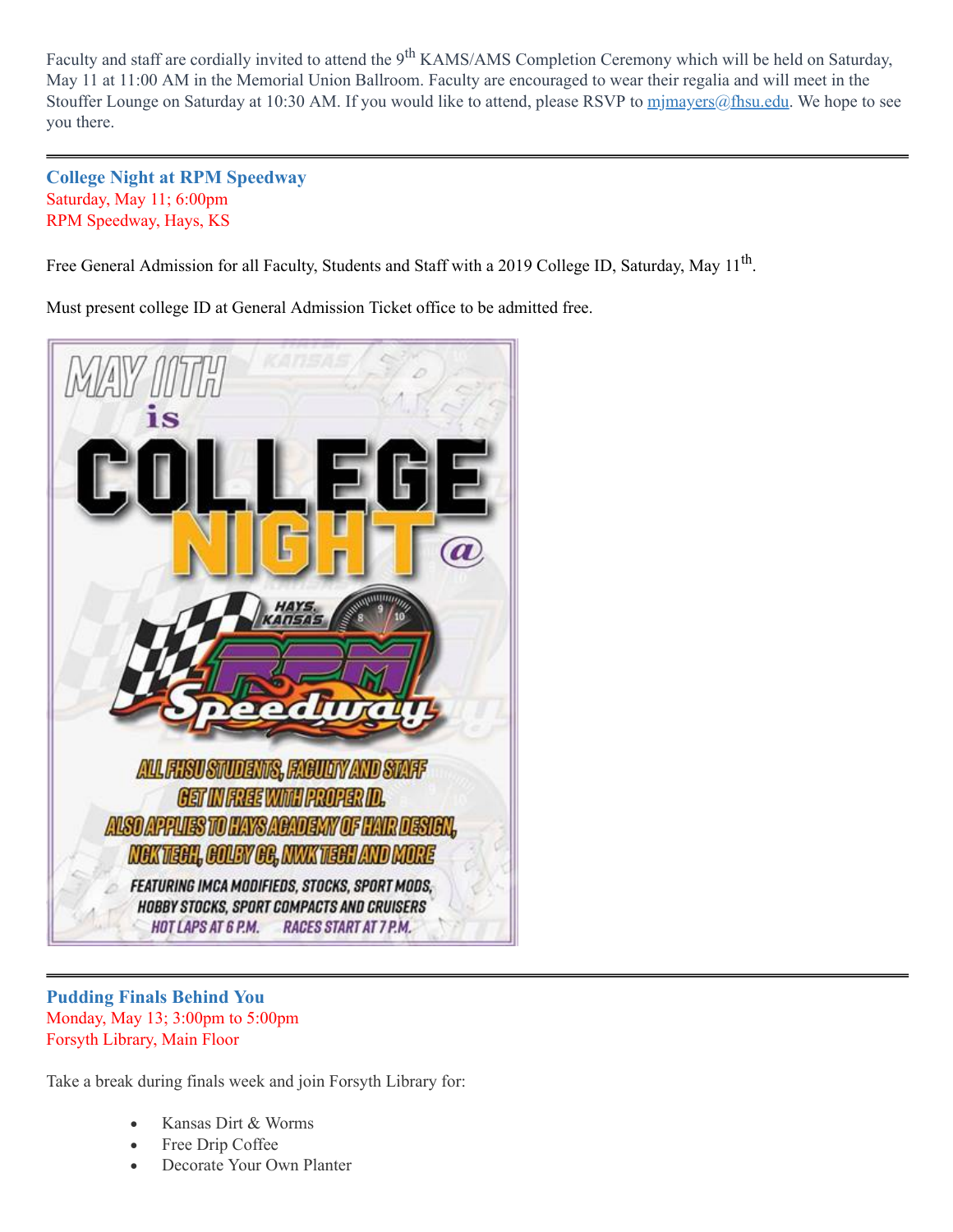Faculty and staff are cordially invited to attend the 9th KAMS/AMS Completion Ceremony which will be held on Saturday, May 11 at 11:00 AM in the Memorial Union Ballroom. Faculty are encouraged to wear their regalia and will meet in the Stouffer Lounge on Saturday at 10:30 AM. If you would like to attend, please RSVP to mjmayers@fhsu.edu. We hope to see you there.

---

### College Night at RPM Speedway

Saturday, May 11; 6:00pm
RPM Speedway, Hays, KS

Free General Admission for all Faculty, Students and Staff with a 2019 College ID, Saturday, May 11th.

Must present college ID at General Admission Ticket office to be admitted free.

MAY 11TH is COLLEGE NIGHT @ HAYS, KANSAS RPM Speedway

ALL FHSU STUDENTS, FACULTY AND STAFF GET IN FREE WITH PROPER ID.
ALSO APPLIES TO HAYS ACADEMY OF HAIR DESIGN, NCK TECH, COLBY CC, NWK TECH AND MORE

FEATURING IMCA MODIFIEDS, STOCKS, SPORT MODS, HOBBY STOCKS, SPORT COMPACTS AND CRUISERS
HOT LAPS AT 6 P.M. RACES START AT 7 P.M.

---

### Pudding Finals Behind You

Monday, May 13; 3:00pm to 5:00pm
Forsyth Library, Main Floor

Take a break during finals week and join Forsyth Library for:

- Kansas Dirt & Worms
- Free Drip Coffee
- Decorate Your Own Planter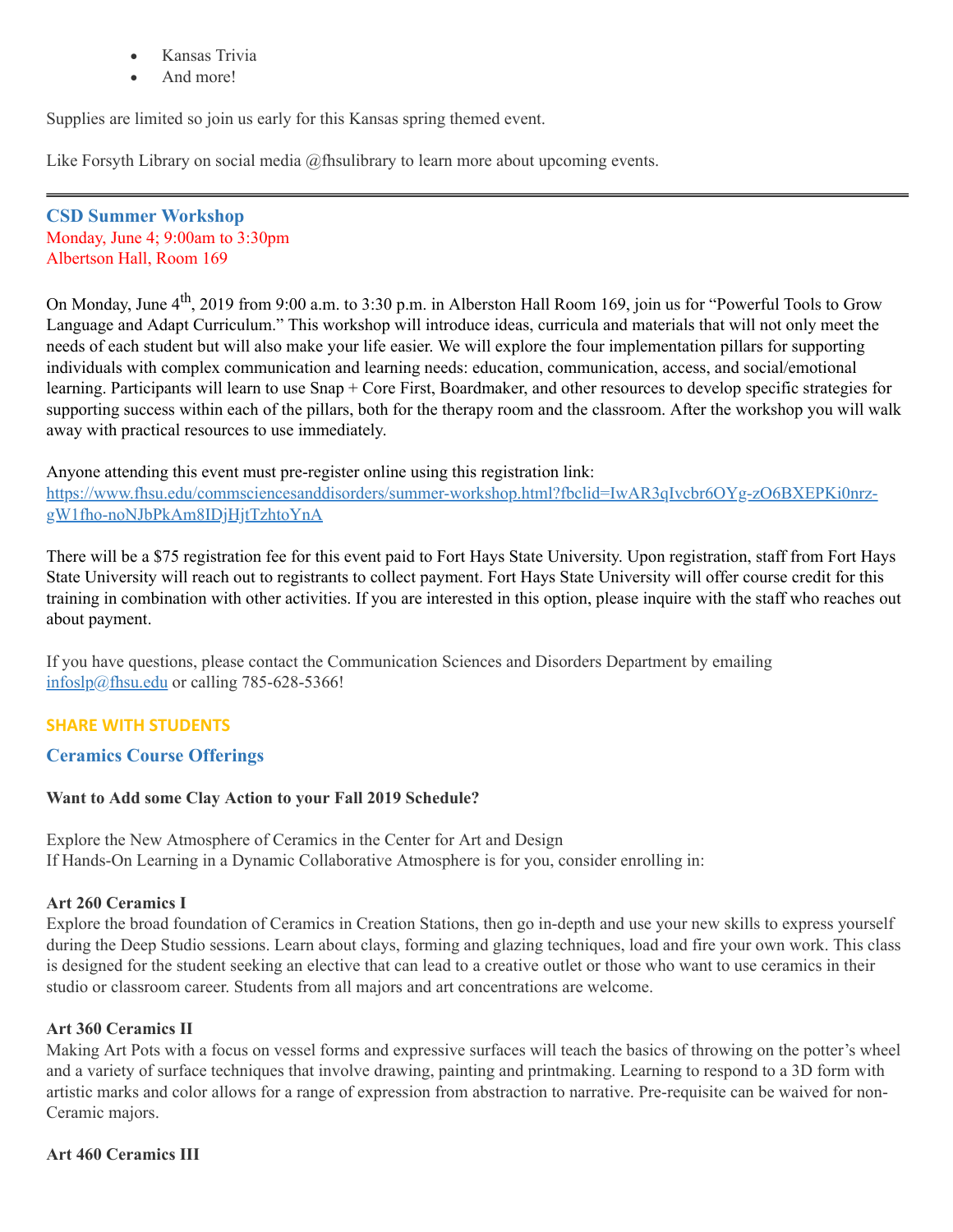- Kansas Trivia
- And more!

Supplies are limited so join us early for this Kansas spring themed event.

Like Forsyth Library on social media @fhsulibrary to learn more about upcoming events.

---

### CSD Summer Workshop

Monday, June 4; 9:00am to 3:30pm
Albertson Hall, Room 169

On Monday, June 4th, 2019 from 9:00 a.m. to 3:30 p.m. in Alberston Hall Room 169, join us for "Powerful Tools to Grow Language and Adapt Curriculum." This workshop will introduce ideas, curricula and materials that will not only meet the needs of each student but will also make your life easier. We will explore the four implementation pillars for supporting individuals with complex communication and learning needs: education, communication, access, and social/emotional learning. Participants will learn to use Snap + Core First, Boardmaker, and other resources to develop specific strategies for supporting success within each of the pillars, both for the therapy room and the classroom. After the workshop you will walk away with practical resources to use immediately.

Anyone attending this event must pre-register online using this registration link:
https://www.fhsu.edu/commsciencesanddisorders/summer-workshop.html?fbclid=IwAR3qIvcbr6OYg-zO6BXEPKi0nrz-gW1fho-noNJbPkAm8IDjHjtTzhtoYnA

There will be a $75 registration fee for this event paid to Fort Hays State University. Upon registration, staff from Fort Hays State University will reach out to registrants to collect payment. Fort Hays State University will offer course credit for this training in combination with other activities. If you are interested in this option, please inquire with the staff who reaches out about payment.

If you have questions, please contact the Communication Sciences and Disorders Department by emailing infoslp@fhsu.edu or calling 785-628-5366!

**SHARE WITH STUDENTS**

### Ceramics Course Offerings

**Want to Add some Clay Action to your Fall 2019 Schedule?**

Explore the New Atmosphere of Ceramics in the Center for Art and Design
If Hands-On Learning in a Dynamic Collaborative Atmosphere is for you, consider enrolling in:

**Art 260 Ceramics I**
Explore the broad foundation of Ceramics in Creation Stations, then go in-depth and use your new skills to express yourself during the Deep Studio sessions. Learn about clays, forming and glazing techniques, load and fire your own work. This class is designed for the student seeking an elective that can lead to a creative outlet or those who want to use ceramics in their studio or classroom career. Students from all majors and art concentrations are welcome.

**Art 360 Ceramics II**
Making Art Pots with a focus on vessel forms and expressive surfaces will teach the basics of throwing on the potter's wheel and a variety of surface techniques that involve drawing, painting and printmaking. Learning to respond to a 3D form with artistic marks and color allows for a range of expression from abstraction to narrative. Pre-requisite can be waived for non-Ceramic majors.

**Art 460 Ceramics III**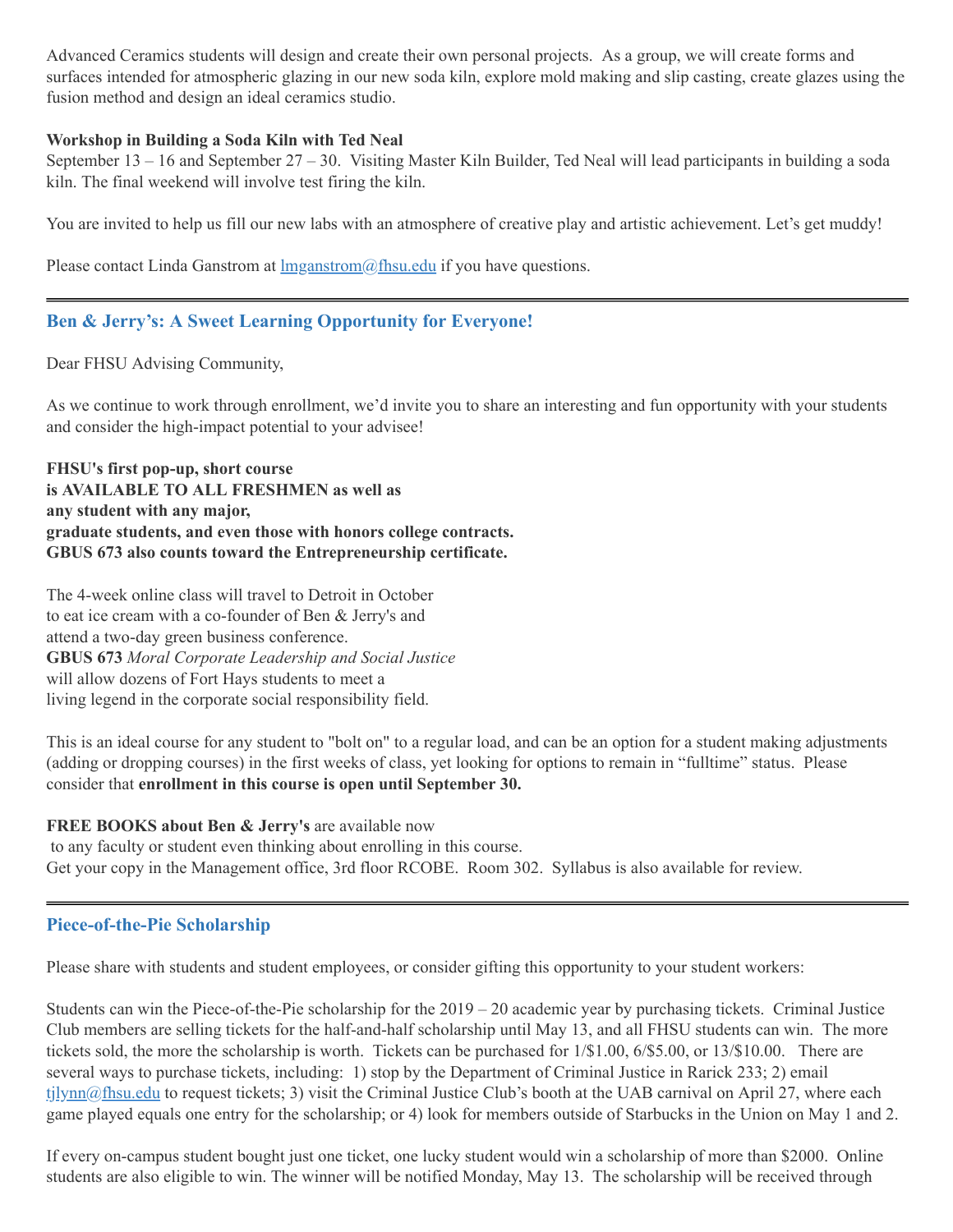Advanced Ceramics students will design and create their own personal projects. As a group, we will create forms and surfaces intended for atmospheric glazing in our new soda kiln, explore mold making and slip casting, create glazes using the fusion method and design an ideal ceramics studio.

**Workshop in Building a Soda Kiln with Ted Neal**
September 13 – 16 and September 27 – 30. Visiting Master Kiln Builder, Ted Neal will lead participants in building a soda kiln. The final weekend will involve test firing the kiln.

You are invited to help us fill our new labs with an atmosphere of creative play and artistic achievement. Let's get muddy!

Please contact Linda Ganstrom at lmganstrom@fhsu.edu if you have questions.

---

## Ben & Jerry's: A Sweet Learning Opportunity for Everyone!

Dear FHSU Advising Community,

As we continue to work through enrollment, we'd invite you to share an interesting and fun opportunity with your students and consider the high-impact potential to your advisee!

**FHSU's first pop-up, short course**
**is AVAILABLE TO ALL FRESHMEN as well as**
**any student with any major,**
**graduate students, and even those with honors college contracts.**
**GBUS 673 also counts toward the Entrepreneurship certificate.**

The 4-week online class will travel to Detroit in October
to eat ice cream with a co-founder of Ben & Jerry's and
attend a two-day green business conference.
**GBUS 673** *Moral Corporate Leadership and Social Justice*
will allow dozens of Fort Hays students to meet a
living legend in the corporate social responsibility field.

This is an ideal course for any student to "bolt on" to a regular load, and can be an option for a student making adjustments (adding or dropping courses) in the first weeks of class, yet looking for options to remain in "fulltime" status. Please consider that **enrollment in this course is open until September 30.**

**FREE BOOKS about Ben & Jerry's** are available now
to any faculty or student even thinking about enrolling in this course.
Get your copy in the Management office, 3rd floor RCOBE. Room 302. Syllabus is also available for review.

---

## Piece-of-the-Pie Scholarship

Please share with students and student employees, or consider gifting this opportunity to your student workers:

Students can win the Piece-of-the-Pie scholarship for the 2019 – 20 academic year by purchasing tickets. Criminal Justice Club members are selling tickets for the half-and-half scholarship until May 13, and all FHSU students can win. The more tickets sold, the more the scholarship is worth. Tickets can be purchased for 1/$1.00, 6/$5.00, or 13/$10.00. There are several ways to purchase tickets, including: 1) stop by the Department of Criminal Justice in Rarick 233; 2) email tjlynn@fhsu.edu to request tickets; 3) visit the Criminal Justice Club's booth at the UAB carnival on April 27, where each game played equals one entry for the scholarship; or 4) look for members outside of Starbucks in the Union on May 1 and 2.

If every on-campus student bought just one ticket, one lucky student would win a scholarship of more than $2000. Online students are also eligible to win. The winner will be notified Monday, May 13. The scholarship will be received through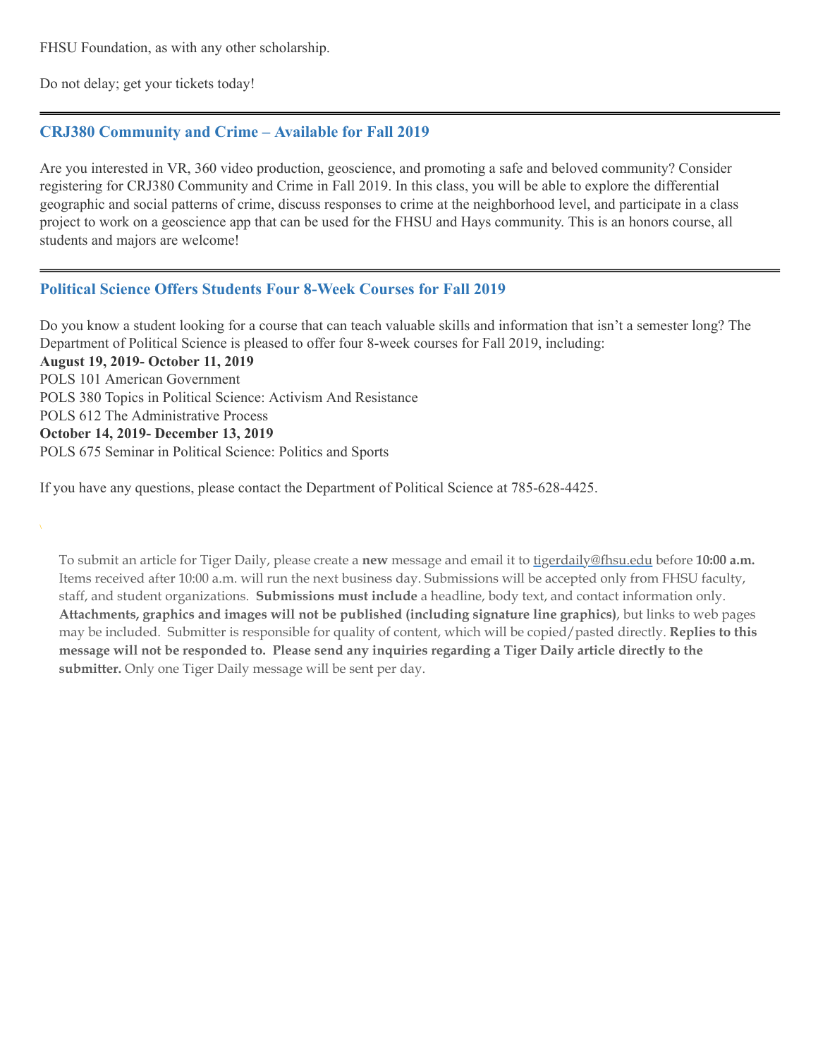FHSU Foundation, as with any other scholarship.

Do not delay; get your tickets today!

---

## CRJ380 Community and Crime – Available for Fall 2019

Are you interested in VR, 360 video production, geoscience, and promoting a safe and beloved community? Consider registering for CRJ380 Community and Crime in Fall 2019. In this class, you will be able to explore the differential geographic and social patterns of crime, discuss responses to crime at the neighborhood level, and participate in a class project to work on a geoscience app that can be used for the FHSU and Hays community. This is an honors course, all students and majors are welcome!

---

## Political Science Offers Students Four 8-Week Courses for Fall 2019

Do you know a student looking for a course that can teach valuable skills and information that isn't a semester long? The Department of Political Science is pleased to offer four 8-week courses for Fall 2019, including:

**August 19, 2019- October 11, 2019**
POLS 101 American Government
POLS 380 Topics in Political Science: Activism And Resistance
POLS 612 The Administrative Process
**October 14, 2019- December 13, 2019**
POLS 675 Seminar in Political Science: Politics and Sports

If you have any questions, please contact the Department of Political Science at 785-628-4425.

To submit an article for Tiger Daily, please create a **new** message and email it to tigerdaily@fhsu.edu before **10:00 a.m.** Items received after 10:00 a.m. will run the next business day. Submissions will be accepted only from FHSU faculty, staff, and student organizations. **Submissions must include** a headline, body text, and contact information only. **Attachments, graphics and images will not be published (including signature line graphics)**, but links to web pages may be included. Submitter is responsible for quality of content, which will be copied/pasted directly. **Replies to this message will not be responded to. Please send any inquiries regarding a Tiger Daily article directly to the submitter.** Only one Tiger Daily message will be sent per day.